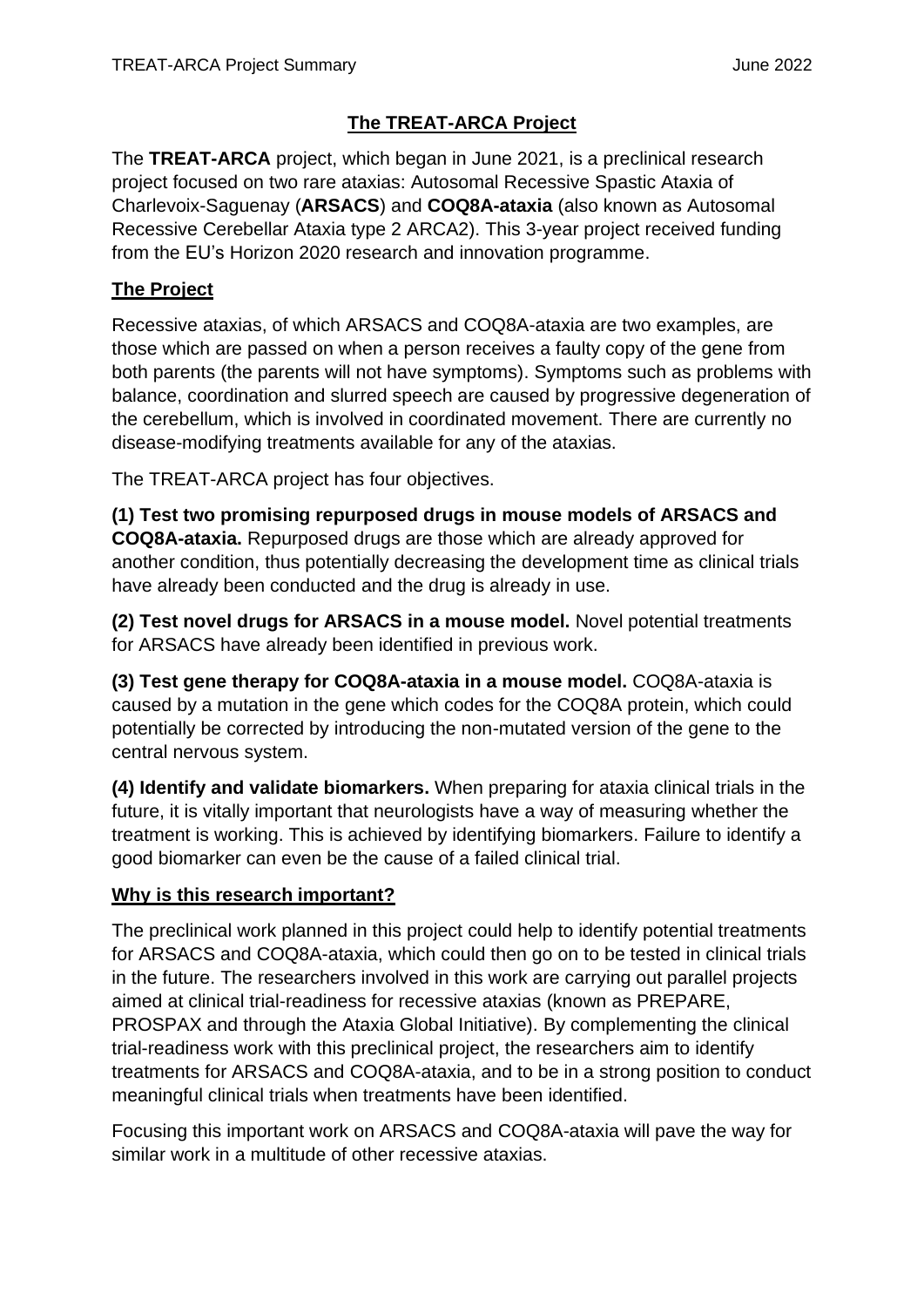# The TREAT-ARCA Project

The **TREAT-ARCA** project, which began in June 2021, is a preclinical research project focused on two rare ataxias: Autosomal Recessive Spastic Ataxia of Charlevoix-Saguenay (**ARSACS**) and **COQ8A-ataxia** (also known as Autosomal Recessive Cerebellar Ataxia type 2 ARCA2). This 3-year project received funding from the EU's Horizon 2020 research and innovation programme.

## The Project

Recessive ataxias, of which ARSACS and COQ8A-ataxia are two examples, are those which are passed on when a person receives a faulty copy of the gene from both parents (the parents will not have symptoms). Symptoms such as problems with balance, coordination and slurred speech are caused by progressive degeneration of the cerebellum, which is involved in coordinated movement. There are currently no disease-modifying treatments available for any of the ataxias.

The TREAT-ARCA project has four objectives.

**(1) Test two promising repurposed drugs in mouse models of ARSACS and COQ8A-ataxia.** Repurposed drugs are those which are already approved for another condition, thus potentially decreasing the development time as clinical trials have already been conducted and the drug is already in use.

**(2) Test novel drugs for ARSACS in a mouse model.** Novel potential treatments for ARSACS have already been identified in previous work.

**(3) Test gene therapy for COQ8A-ataxia in a mouse model.** COQ8A-ataxia is caused by a mutation in the gene which codes for the COQ8A protein, which could potentially be corrected by introducing the non-mutated version of the gene to the central nervous system.

**(4) Identify and validate biomarkers.** When preparing for ataxia clinical trials in the future, it is vitally important that neurologists have a way of measuring whether the treatment is working. This is achieved by identifying biomarkers. Failure to identify a good biomarker can even be the cause of a failed clinical trial.

## Why is this research important?

The preclinical work planned in this project could help to identify potential treatments for ARSACS and COQ8A-ataxia, which could then go on to be tested in clinical trials in the future. The researchers involved in this work are carrying out parallel projects aimed at clinical trial-readiness for recessive ataxias (known as PREPARE, PROSPAX and through the Ataxia Global Initiative). By complementing the clinical trial-readiness work with this preclinical project, the researchers aim to identify treatments for ARSACS and COQ8A-ataxia, and to be in a strong position to conduct meaningful clinical trials when treatments have been identified.

Focusing this important work on ARSACS and COQ8A-ataxia will pave the way for similar work in a multitude of other recessive ataxias.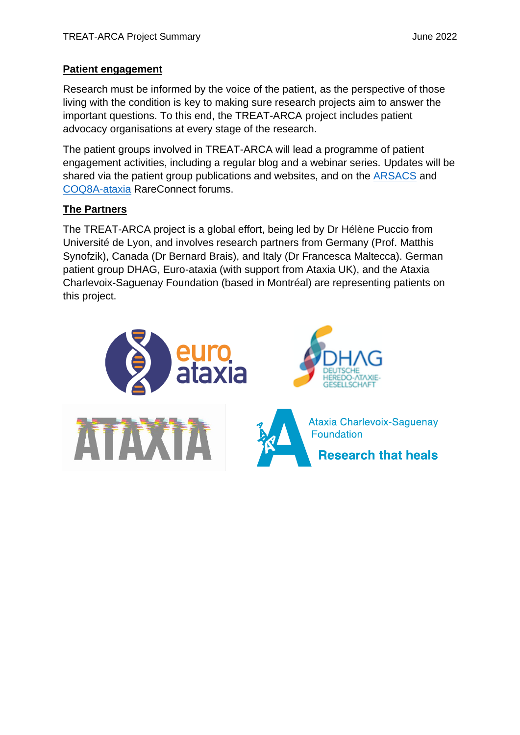## Patient engagement

Research must be informed by the voice of the patient, as the perspective of those living with the condition is key to making sure research projects aim to answer the important questions. To this end, the TREAT-ARCA project includes patient advocacy organisations at every stage of the research.

The patient groups involved in TREAT-ARCA will lead a programme of patient engagement activities, including a regular blog and a webinar series. Updates will be shared via the patient group publications and websites, and on the ARSACS and COQ8A-ataxia RareConnect forums.

## The Partners

The TREAT-ARCA project is a global effort, being led by Dr Hélène Puccio from Université de Lyon, and involves research partners from Germany (Prof. Matthis Synofzik), Canada (Dr Bernard Brais), and Italy (Dr Francesca Maltecca). German patient group DHAG, Euro-ataxia (with support from Ataxia UK), and the Ataxia Charlevoix-Saguenay Foundation (based in Montréal) are representing patients on this project.